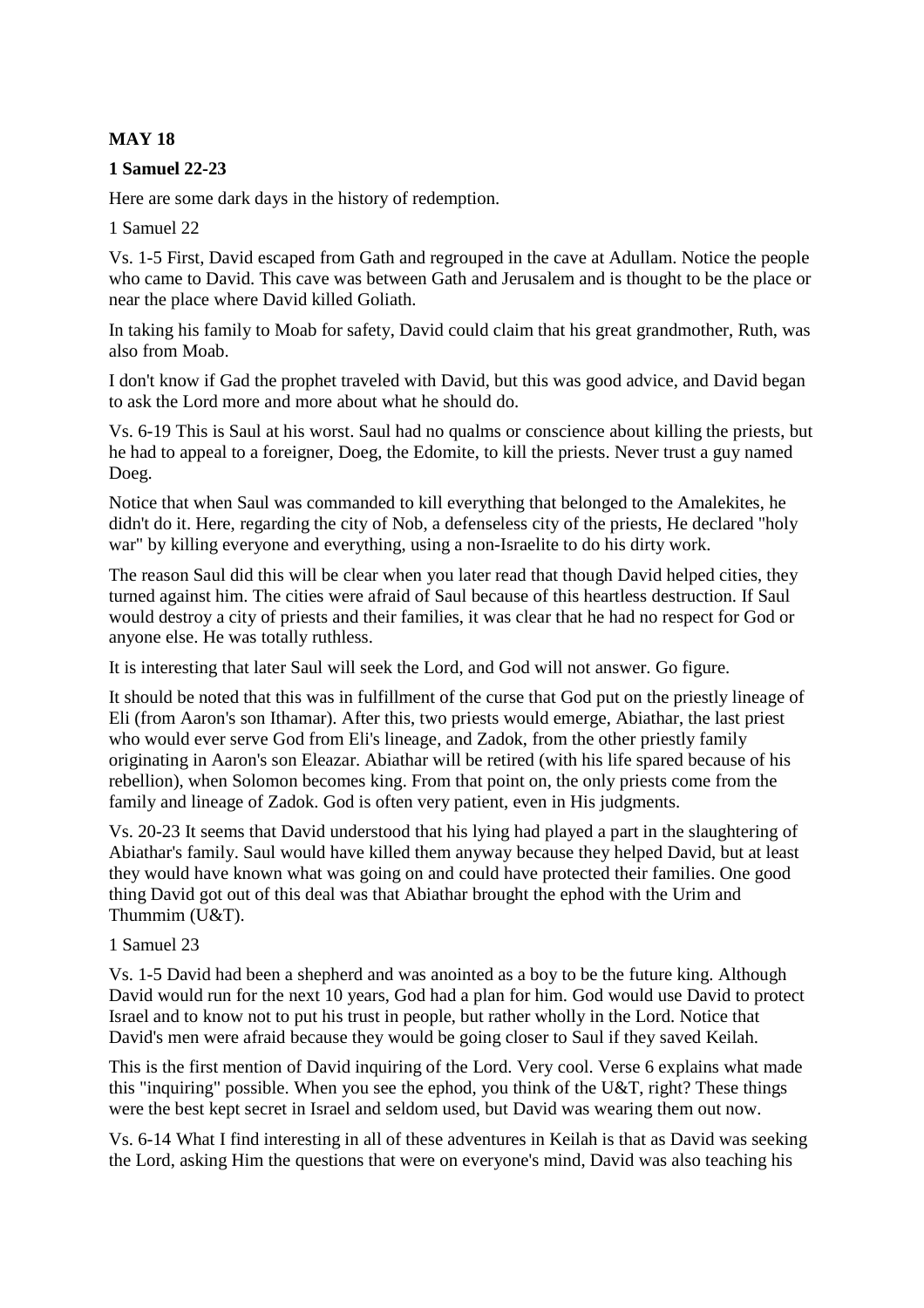**MAY 18**

**1 Samuel 22-23**

Here are some dark days in the history of redemption.

1 Samuel 22

Vs. 1-5 First, David escaped from Gath and regrouped in the cave at Adullam. Notice the people who came to David. This cave was between Gath and Jerusalem and is thought to be the place or near the place where David killed Goliath.

In taking his family to Moab for safety, David could claim that his great grandmother, Ruth, was also from Moab.

I don't know if Gad the prophet traveled with David, but this was good advice, and David began to ask the Lord more and more about what he should do.

Vs. 6-19 This is Saul at his worst. Saul had no qualms or conscience about killing the priests, but he had to appeal to a foreigner, Doeg, the Edomite, to kill the priests. Never trust a guy named Doeg.

Notice that when Saul was commanded to kill everything that belonged to the Amalekites, he didn't do it. Here, regarding the city of Nob, a defenseless city of the priests, He declared "holy war" by killing everyone and everything, using a non-Israelite to do his dirty work.

The reason Saul did this will be clear when you later read that though David helped cities, they turned against him. The cities were afraid of Saul because of this heartless destruction. If Saul would destroy a city of priests and their families, it was clear that he had no respect for God or anyone else. He was totally ruthless.

It is interesting that later Saul will seek the Lord, and God will not answer. Go figure.

It should be noted that this was in fulfillment of the curse that God put on the priestly lineage of Eli (from Aaron's son Ithamar). After this, two priests would emerge, Abiathar, the last priest who would ever serve God from Eli's lineage, and Zadok, from the other priestly family originating in Aaron's son Eleazar. Abiathar will be retired (with his life spared because of his rebellion), when Solomon becomes king. From that point on, the only priests come from the family and lineage of Zadok. God is often very patient, even in His judgments.

Vs. 20-23 It seems that David understood that his lying had played a part in the slaughtering of Abiathar's family. Saul would have killed them anyway because they helped David, but at least they would have known what was going on and could have protected their families. One good thing David got out of this deal was that Abiathar brought the ephod with the Urim and Thummim (U&T).

1 Samuel 23

Vs. 1-5 David had been a shepherd and was anointed as a boy to be the future king. Although David would run for the next 10 years, God had a plan for him. God would use David to protect Israel and to know not to put his trust in people, but rather wholly in the Lord. Notice that David's men were afraid because they would be going closer to Saul if they saved Keilah.

This is the first mention of David inquiring of the Lord. Very cool. Verse 6 explains what made this "inquiring" possible. When you see the ephod, you think of the U&T, right? These things were the best kept secret in Israel and seldom used, but David was wearing them out now.

Vs. 6-14 What I find interesting in all of these adventures in Keilah is that as David was seeking the Lord, asking Him the questions that were on everyone's mind, David was also teaching his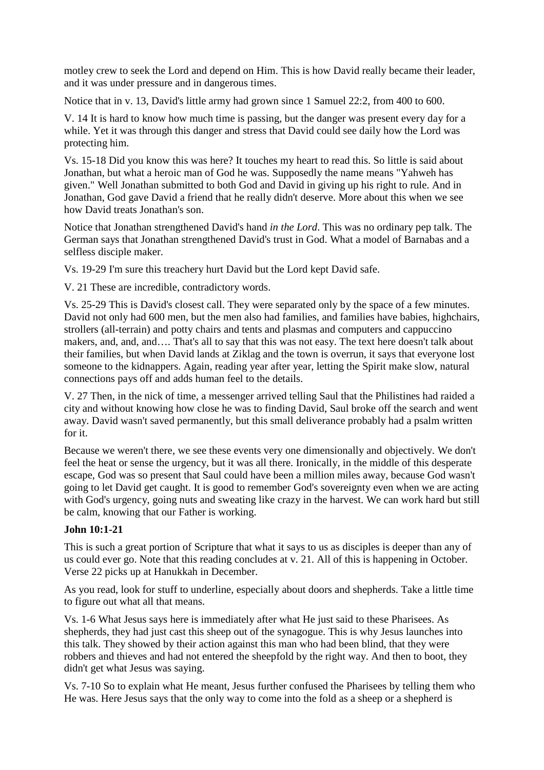motley crew to seek the Lord and depend on Him. This is how David really became their leader, and it was under pressure and in dangerous times.

Notice that in v. 13, David's little army had grown since 1 Samuel 22:2, from 400 to 600.

V. 14 It is hard to know how much time is passing, but the danger was present every day for a while. Yet it was through this danger and stress that David could see daily how the Lord was protecting him.

Vs. 15-18 Did you know this was here? It touches my heart to read this. So little is said about Jonathan, but what a heroic man of God he was. Supposedly the name means "Yahweh has given." Well Jonathan submitted to both God and David in giving up his right to rule. And in Jonathan, God gave David a friend that he really didn't deserve. More about this when we see how David treats Jonathan's son.

Notice that Jonathan strengthened David's hand *in the Lord*. This was no ordinary pep talk. The German says that Jonathan strengthened David's trust in God. What a model of Barnabas and a selfless disciple maker.

Vs. 19-29 I'm sure this treachery hurt David but the Lord kept David safe.

V. 21 These are incredible, contradictory words.

Vs. 25-29 This is David's closest call. They were separated only by the space of a few minutes. David not only had 600 men, but the men also had families, and families have babies, highchairs, strollers (all-terrain) and potty chairs and tents and plasmas and computers and cappuccino makers, and, and, and…. That's all to say that this was not easy. The text here doesn't talk about their families, but when David lands at Ziklag and the town is overrun, it says that everyone lost someone to the kidnappers. Again, reading year after year, letting the Spirit make slow, natural connections pays off and adds human feel to the details.

V. 27 Then, in the nick of time, a messenger arrived telling Saul that the Philistines had raided a city and without knowing how close he was to finding David, Saul broke off the search and went away. David wasn't saved permanently, but this small deliverance probably had a psalm written for it.

Because we weren't there, we see these events very one dimensionally and objectively. We don't feel the heat or sense the urgency, but it was all there. Ironically, in the middle of this desperate escape, God was so present that Saul could have been a million miles away, because God wasn't going to let David get caught. It is good to remember God's sovereignty even when we are acting with God's urgency, going nuts and sweating like crazy in the harvest. We can work hard but still be calm, knowing that our Father is working.

**John 10:1-21**

This is such a great portion of Scripture that what it says to us as disciples is deeper than any of us could ever go. Note that this reading concludes at v. 21. All of this is happening in October. Verse 22 picks up at Hanukkah in December.

As you read, look for stuff to underline, especially about doors and shepherds. Take a little time to figure out what all that means.

Vs. 1-6 What Jesus says here is immediately after what He just said to these Pharisees. As shepherds, they had just cast this sheep out of the synagogue. This is why Jesus launches into this talk. They showed by their action against this man who had been blind, that they were robbers and thieves and had not entered the sheepfold by the right way. And then to boot, they didn't get what Jesus was saying.

Vs. 7-10 So to explain what He meant, Jesus further confused the Pharisees by telling them who He was. Here Jesus says that the only way to come into the fold as a sheep or a shepherd is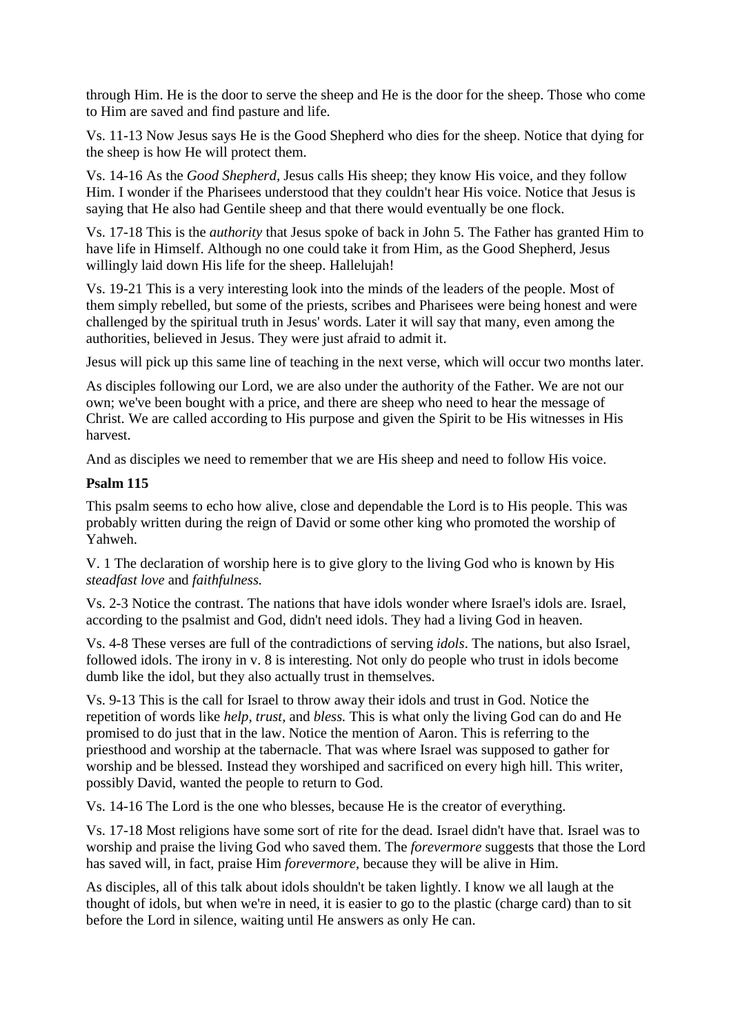through Him. He is the door to serve the sheep and He is the door for the sheep. Those who come to Him are saved and find pasture and life.

Vs. 11-13 Now Jesus says He is the Good Shepherd who dies for the sheep. Notice that dying for the sheep is how He will protect them.

Vs. 14-16 As the *Good Shepherd,* Jesus calls His sheep; they know His voice, and they follow Him. I wonder if the Pharisees understood that they couldn't hear His voice. Notice that Jesus is saying that He also had Gentile sheep and that there would eventually be one flock.

Vs. 17-18 This is the *authority* that Jesus spoke of back in John 5. The Father has granted Him to have life in Himself. Although no one could take it from Him, as the Good Shepherd, Jesus willingly laid down His life for the sheep. Hallelujah!

Vs. 19-21 This is a very interesting look into the minds of the leaders of the people. Most of them simply rebelled, but some of the priests, scribes and Pharisees were being honest and were challenged by the spiritual truth in Jesus' words. Later it will say that many, even among the authorities, believed in Jesus. They were just afraid to admit it.

Jesus will pick up this same line of teaching in the next verse, which will occur two months later.

As disciples following our Lord, we are also under the authority of the Father. We are not our own; we've been bought with a price, and there are sheep who need to hear the message of Christ. We are called according to His purpose and given the Spirit to be His witnesses in His harvest.

And as disciples we need to remember that we are His sheep and need to follow His voice.

**Psalm 115**

This psalm seems to echo how alive, close and dependable the Lord is to His people. This was probably written during the reign of David or some other king who promoted the worship of Yahweh.

V. 1 The declaration of worship here is to give glory to the living God who is known by His *steadfast love* and *faithfulness.*

Vs. 2-3 Notice the contrast. The nations that have idols wonder where Israel's idols are. Israel, according to the psalmist and God, didn't need idols. They had a living God in heaven.

Vs. 4-8 These verses are full of the contradictions of serving *idols*. The nations, but also Israel, followed idols. The irony in v. 8 is interesting. Not only do people who trust in idols become dumb like the idol, but they also actually trust in themselves.

Vs. 9-13 This is the call for Israel to throw away their idols and trust in God. Notice the repetition of words like *help, trust,* and *bless.* This is what only the living God can do and He promised to do just that in the law. Notice the mention of Aaron. This is referring to the priesthood and worship at the tabernacle. That was where Israel was supposed to gather for worship and be blessed. Instead they worshiped and sacrificed on every high hill. This writer, possibly David, wanted the people to return to God.

Vs. 14-16 The Lord is the one who blesses, because He is the creator of everything.

Vs. 17-18 Most religions have some sort of rite for the dead. Israel didn't have that. Israel was to worship and praise the living God who saved them. The *forevermore* suggests that those the Lord has saved will, in fact, praise Him *forevermore*, because they will be alive in Him.

As disciples, all of this talk about idols shouldn't be taken lightly. I know we all laugh at the thought of idols, but when we're in need, it is easier to go to the plastic (charge card) than to sit before the Lord in silence, waiting until He answers as only He can.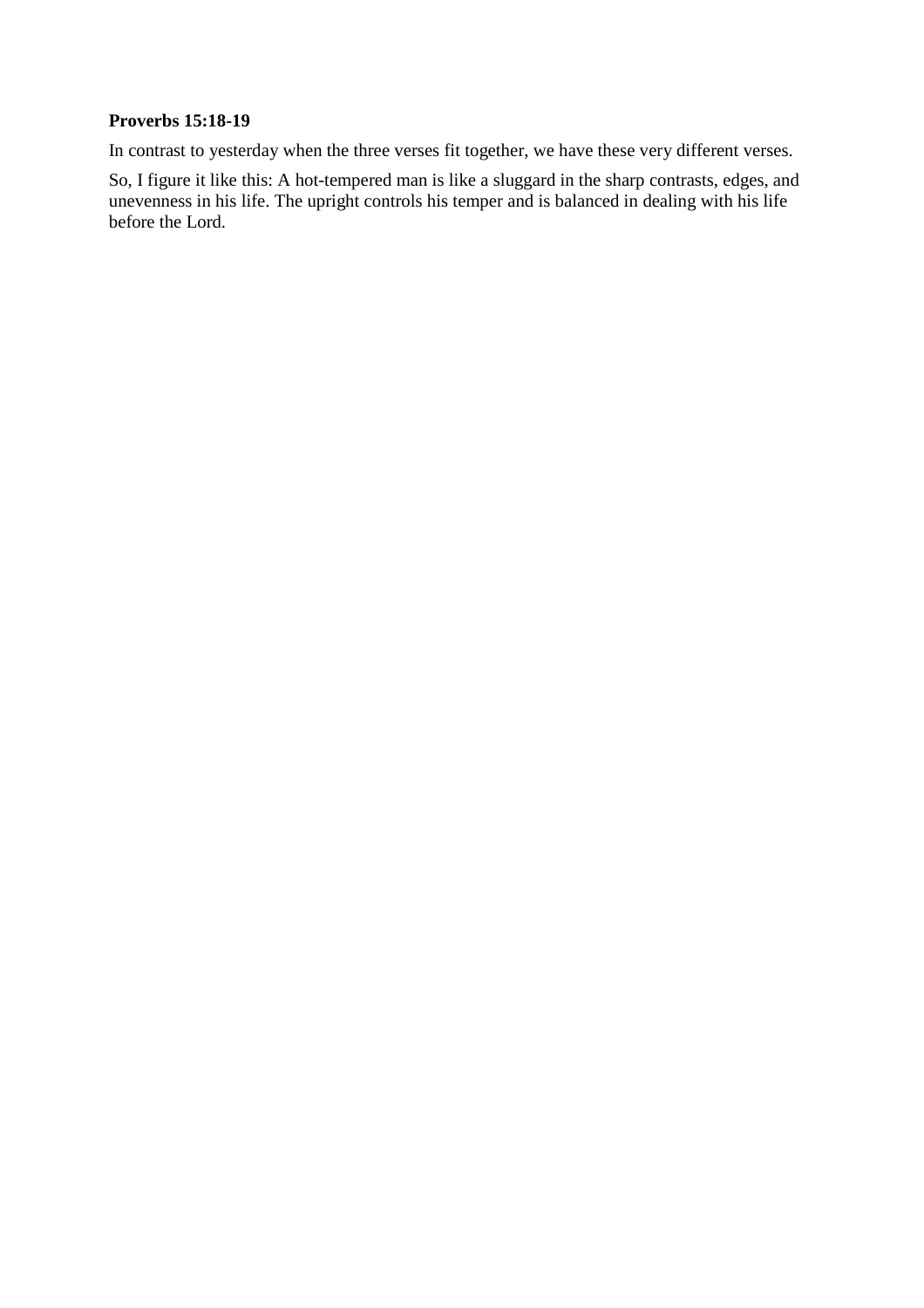**Proverbs 15:18-19**

In contrast to yesterday when the three verses fit together, we have these very different verses.

So, I figure it like this: A hot-tempered man is like a sluggard in the sharp contrasts, edges, and unevenness in his life. The upright controls his temper and is balanced in dealing with his life before the Lord.